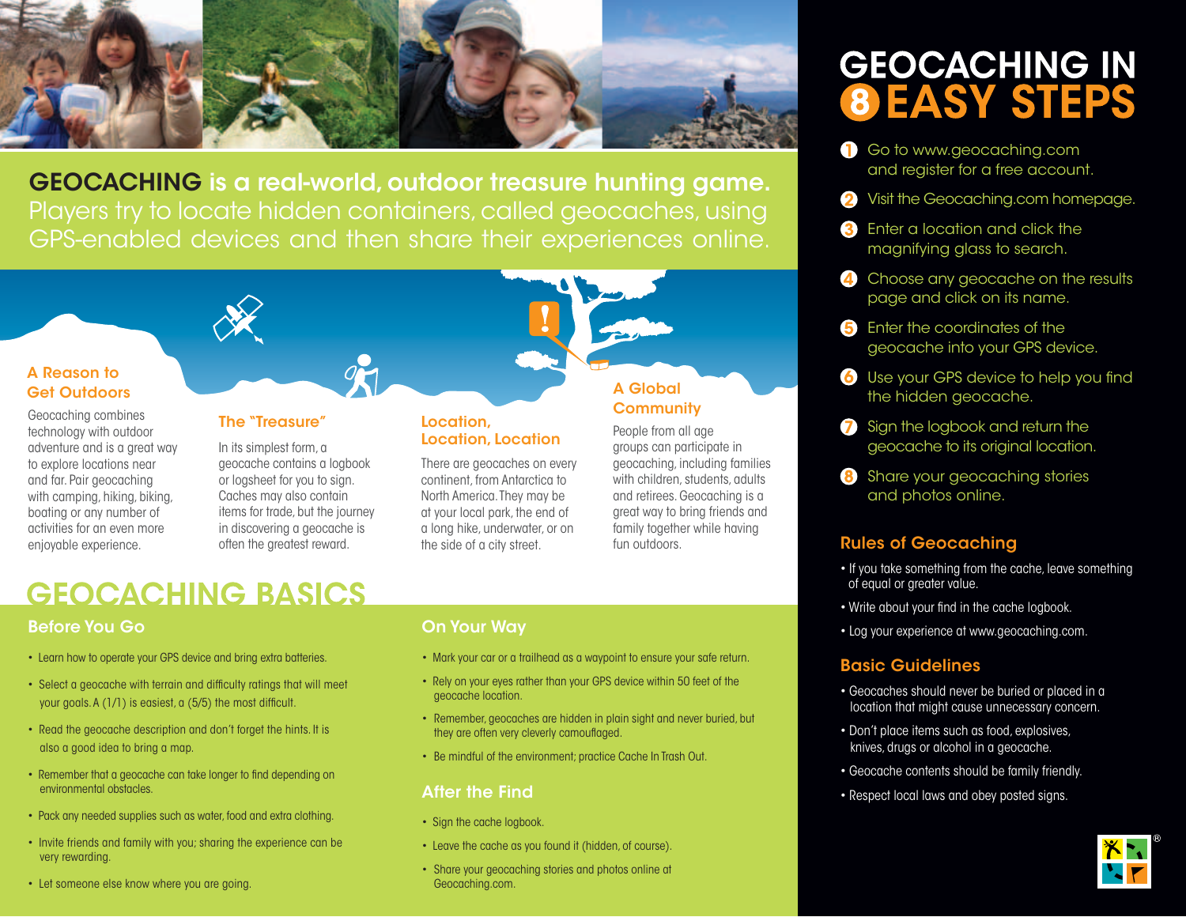**GEOCACHING is a real-world, outdoor treasure hunting game.** Players try to locate hidden containers, called geocaches, using GPS-enabled devices and then share their experiences online.

### A Reason to Get Outdoors

Geocaching combines technology with outdoor adventure and is a great way to explore locations near and far. Pair geocaching with camping, hiking, biking, boating or any number of activities for an even more enjoyable experience.

### The "Treasure"

In its simplest form, a geocache contains a logbook or logsheet for you to sign. Caches may also contain items for trade, but the journey in discovering a geocache is often the greatest reward.

### Location, Location, Location

There are geocaches on every continent, from Antarctica to North America. They may be at your local park, the end of a long hike, underwater, or on the side of a city street.

### A Global Community

People from all age groups can participate in geocaching, including families with children, students, adults and retirees. Geocaching is a great way to bring friends and family together while having fun outdoors.

# GEOCACHING BASICS

## Before You Go

- Learn how to operate your GPS device and bring extra batteries.
- Select a geocache with terrain and difficulty ratings that will meet your goals. A (1/1) is easiest, a (5/5) the most difficult.
- Read the geocache description and don't forget the hints. It is also a good idea to bring a map.
- Remember that a geocache can take longer to find depending on environmental obstacles.
- Pack any needed supplies such as water, food and extra clothing.
- Invite friends and family with you; sharing the experience can be very rewarding.
- Let someone else know where you are going.

## On Your Way

- Mark your car or a trailhead as a waypoint to ensure your safe return.
- Rely on your eyes rather than your GPS device within 50 feet of the geocache location.
- Remember, geocaches are hidden in plain sight and never buried, but they are often very cleverly camouflaged.
- Be mindful of the environment; practice Cache In Trash Out.

## After the Find

- Sign the cache logbook.
- Leave the cache as you found it (hidden, of course).
- Share your geocaching stories and photos online at Geocaching.com.

# GEOCACHING IN 8 EASY STEPS

1. Go to www.geocaching.com and register for a free account.
2. Visit the Geocaching.com homepage.
3. Enter a location and click the magnifying glass to search.
4. Choose any geocache on the results page and click on its name.
5. Enter the coordinates of the geocache into your GPS device.
6. Use your GPS device to help you find the hidden geocache.
7. Sign the logbook and return the geocache to its original location.
8. Share your geocaching stories and photos online.

## Rules of Geocaching

- If you take something from the cache, leave something of equal or greater value.
- Write about your find in the cache logbook.
- Log your experience at www.geocaching.com.

## Basic Guidelines

- Geocaches should never be buried or placed in a location that might cause unnecessary concern.
- Don't place items such as food, explosives, knives, drugs or alcohol in a geocache.
- Geocache contents should be family friendly.
- Respect local laws and obey posted signs.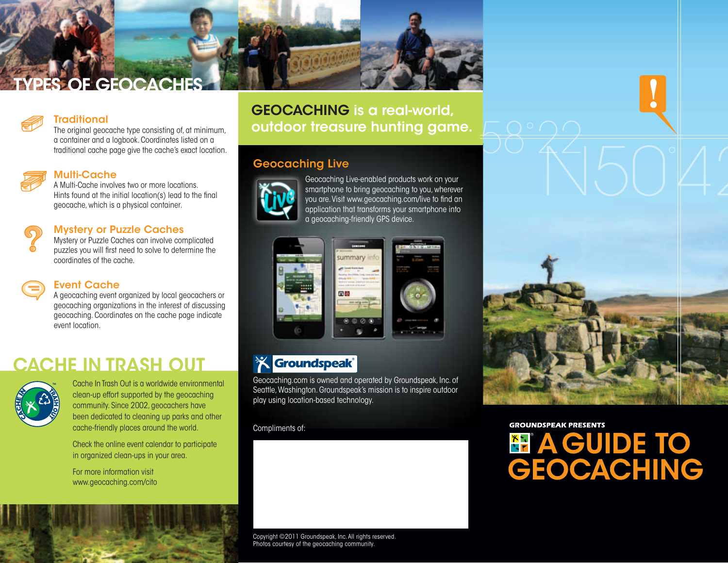# TYPES OF GEOCACHES

### Traditional

The original geocache type consisting of, at minimum, a container and a logbook. Coordinates listed on a traditional cache page give the cache's exact location.

### Multi-Cache

A Multi-Cache involves two or more locations. Hints found at the initial location(s) lead to the final geocache, which is a physical container.

### Mystery or Puzzle Caches

Mystery or Puzzle Caches can involve complicated puzzles you will first need to solve to determine the coordinates of the cache.

### Event Cache

A geocaching event organized by local geocachers or geocaching organizations in the interest of discussing geocaching. Coordinates on the cache page indicate event location.

# CACHE IN TRASH OUT

Cache In Trash Out is a worldwide environmental clean-up effort supported by the geocaching community. Since 2002, geocachers have been dedicated to cleaning up parks and other cache-friendly places around the world.

Check the online event calendar to participate in organized clean-ups in your area.

For more information visit www.geocaching.com/cito

## GEOCACHING is a real-world, outdoor treasure hunting game.

### Geocaching Live

Geocaching Live-enabled products work on your smartphone to bring geocaching to you, wherever you are. Visit www.geocaching.com/live to find an application that transforms your smartphone into a geocaching-friendly GPS device.

**Groundspeak**

Geocaching.com is owned and operated by Groundspeak, Inc. of Seattle, Washington. Groundspeak's mission is to inspire outdoor play using location-based technology.

Compliments of:

Copyright ©2011 Groundspeak, Inc. All rights reserved.
Photos courtesy of the geocaching community.

GROUNDSPEAK PRESENTS

# A GUIDE TO GEOCACHING